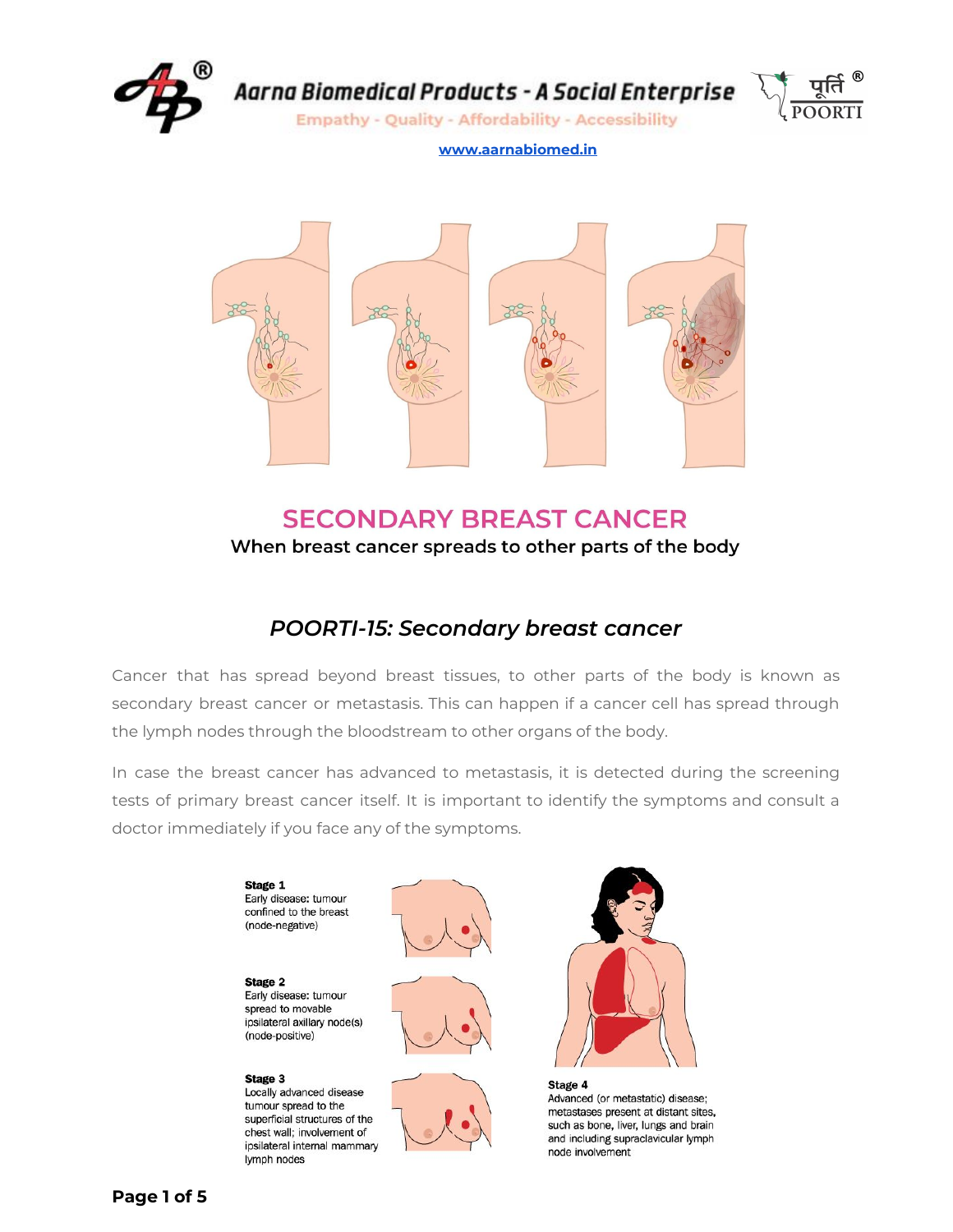# SECONDARY BREAST CANCER

**When breast cancer spreads to other parts of the body**

## *POORTI-15: Secondary breast cancer*

Cancer that has spread beyond breast tissues, to other parts of the body is known as secondary breast cancer or metastasis. This can happen if a cancer cell has spread through the lymph nodes through the bloodstream to other organs of the body.

In case the breast cancer has advanced to metastasis, it is detected during the screening tests of primary breast cancer itself. It is important to identify the symptoms and consult a doctor immediately if you face any of the symptoms.

**Stage 1**
Early disease: tumour confined to the breast (node-negative)

**Stage 2**
Early disease: tumour spread to movable ipsilateral axillary node(s) (node-positive)

**Stage 3**
Locally advanced disease tumour spread to the superficial structures of the chest wall; involvement of ipsilateral internal mammary lymph nodes

**Stage 4**
Advanced (or metastatic) disease; metastases present at distant sites, such as bone, liver, lungs and brain and including supraclavicular lymph node involvement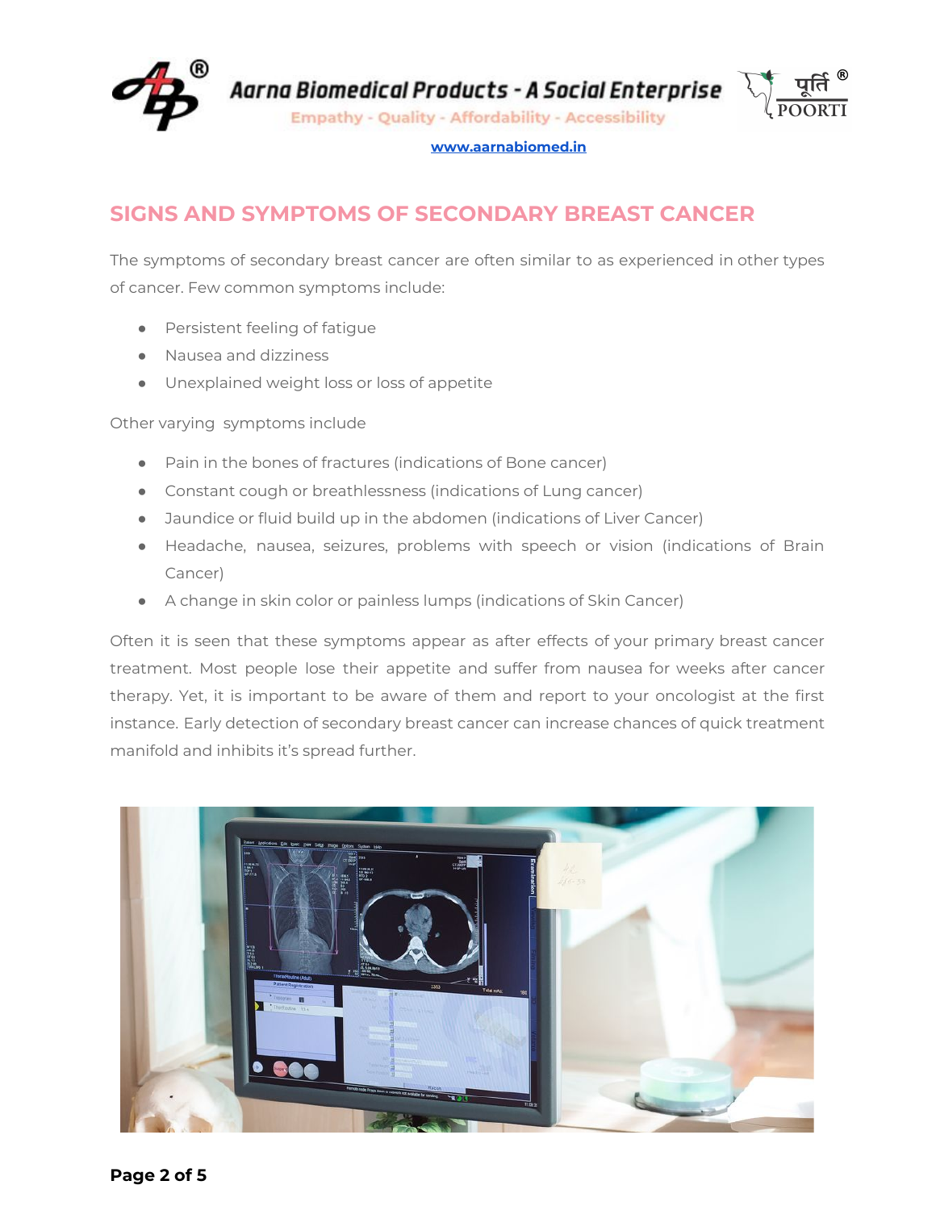## SIGNS AND SYMPTOMS OF SECONDARY BREAST CANCER

The symptoms of secondary breast cancer are often similar to as experienced in other types of cancer. Few common symptoms include:

- Persistent feeling of fatigue
- Nausea and dizziness
- Unexplained weight loss or loss of appetite

Other varying symptoms include

- Pain in the bones of fractures (indications of Bone cancer)
- Constant cough or breathlessness (indications of Lung cancer)
- Jaundice or fluid build up in the abdomen (indications of Liver Cancer)
- Headache, nausea, seizures, problems with speech or vision (indications of Brain Cancer)
- A change in skin color or painless lumps (indications of Skin Cancer)

Often it is seen that these symptoms appear as after effects of your primary breast cancer treatment. Most people lose their appetite and suffer from nausea for weeks after cancer therapy. Yet, it is important to be aware of them and report to your oncologist at the first instance. Early detection of secondary breast cancer can increase chances of quick treatment manifold and inhibits it's spread further.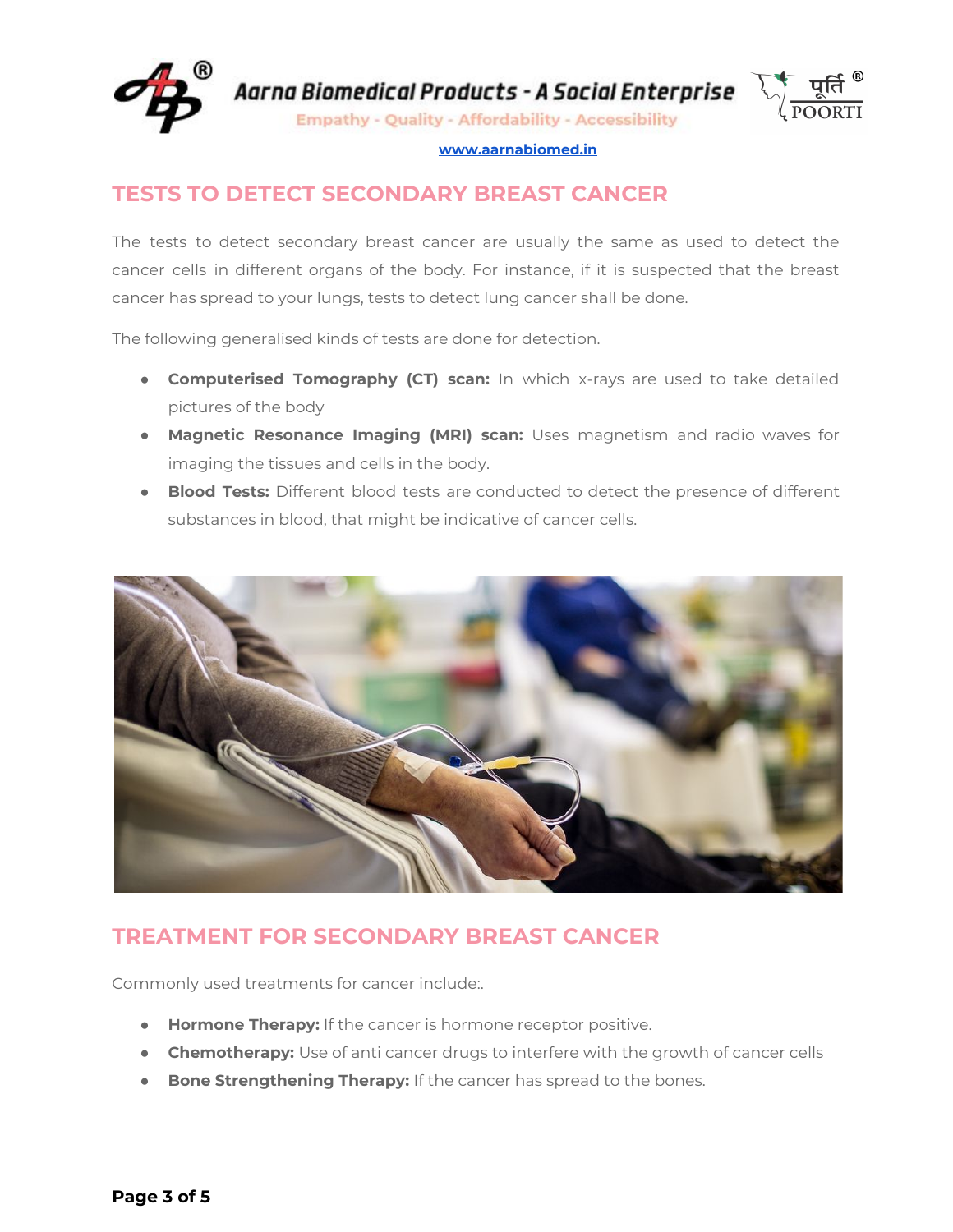## TESTS TO DETECT SECONDARY BREAST CANCER

The tests to detect secondary breast cancer are usually the same as used to detect the cancer cells in different organs of the body. For instance, if it is suspected that the breast cancer has spread to your lungs, tests to detect lung cancer shall be done.

The following generalised kinds of tests are done for detection.

- **Computerised Tomography (CT) scan:** In which x-rays are used to take detailed pictures of the body
- **Magnetic Resonance Imaging (MRI) scan:** Uses magnetism and radio waves for imaging the tissues and cells in the body.
- **Blood Tests:** Different blood tests are conducted to detect the presence of different substances in blood, that might be indicative of cancer cells.

## TREATMENT FOR SECONDARY BREAST CANCER

Commonly used treatments for cancer include:.

- **Hormone Therapy:** If the cancer is hormone receptor positive.
- **Chemotherapy:** Use of anti cancer drugs to interfere with the growth of cancer cells
- **Bone Strengthening Therapy:** If the cancer has spread to the bones.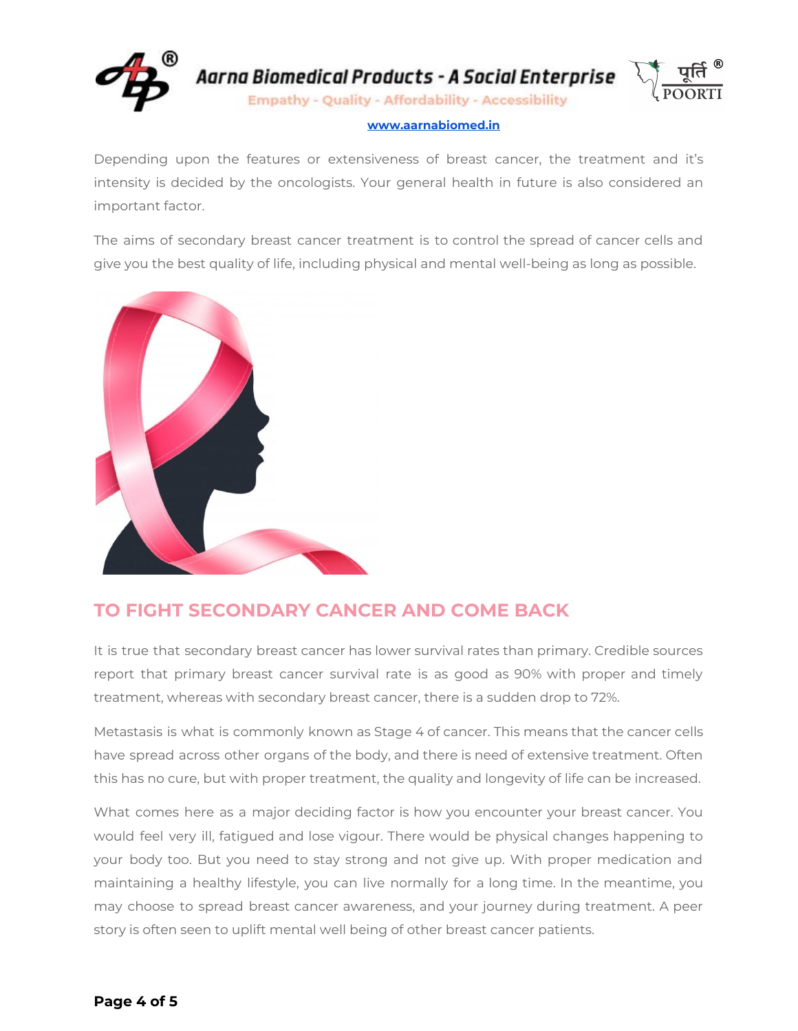Depending upon the features or extensiveness of breast cancer, the treatment and it's intensity is decided by the oncologists. Your general health in future is also considered an important factor.

The aims of secondary breast cancer treatment is to control the spread of cancer cells and give you the best quality of life, including physical and mental well-being as long as possible.

## TO FIGHT SECONDARY CANCER AND COME BACK

It is true that secondary breast cancer has lower survival rates than primary. Credible sources report that primary breast cancer survival rate is as good as 90% with proper and timely treatment, whereas with secondary breast cancer, there is a sudden drop to 72%.

Metastasis is what is commonly known as Stage 4 of cancer. This means that the cancer cells have spread across other organs of the body, and there is need of extensive treatment. Often this has no cure, but with proper treatment, the quality and longevity of life can be increased.

What comes here as a major deciding factor is how you encounter your breast cancer. You would feel very ill, fatigued and lose vigour. There would be physical changes happening to your body too. But you need to stay strong and not give up. With proper medication and maintaining a healthy lifestyle, you can live normally for a long time. In the meantime, you may choose to spread breast cancer awareness, and your journey during treatment. A peer story is often seen to uplift mental well being of other breast cancer patients.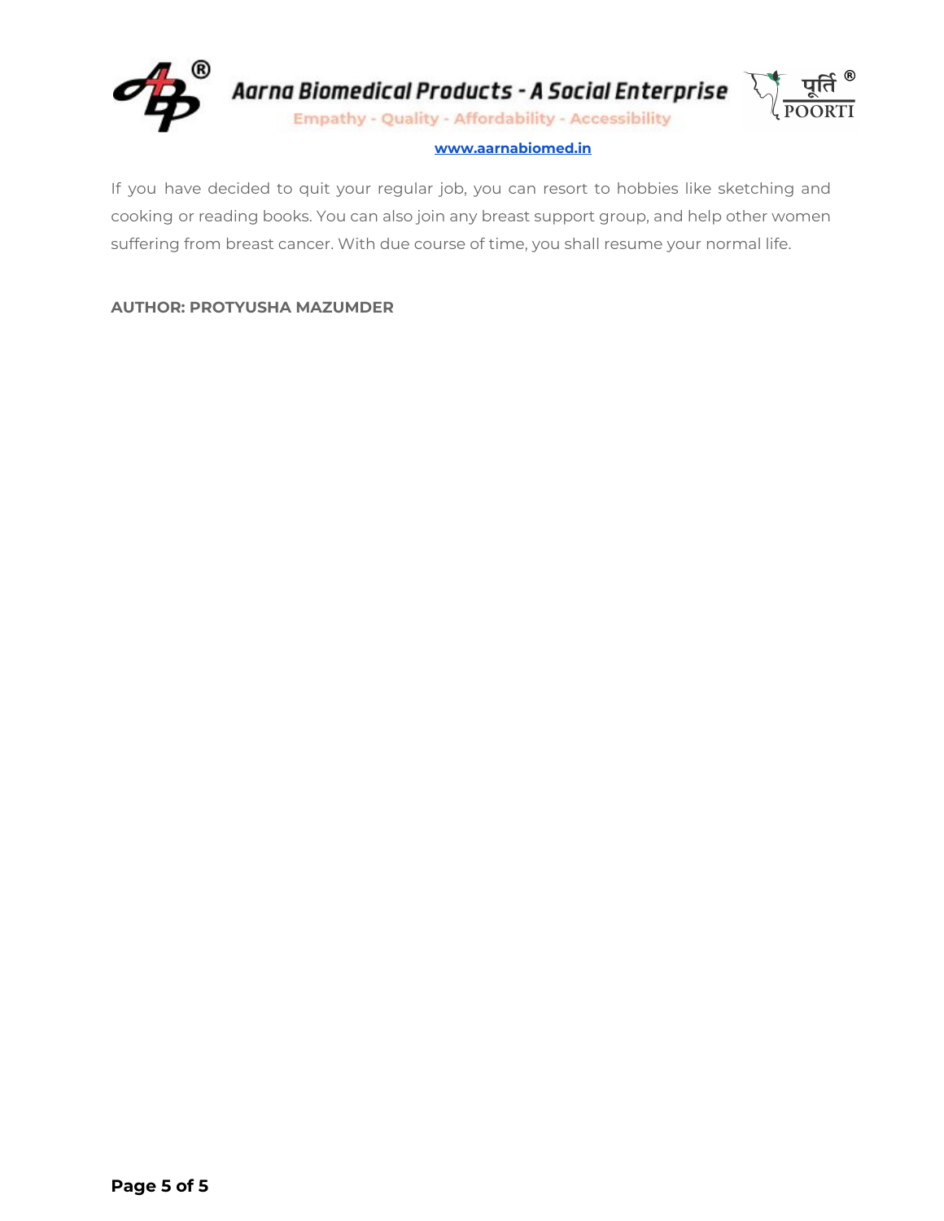If you have decided to quit your regular job, you can resort to hobbies like sketching and cooking or reading books. You can also join any breast support group, and help other women suffering from breast cancer. With due course of time, you shall resume your normal life.

**AUTHOR: PROTYUSHA MAZUMDER**